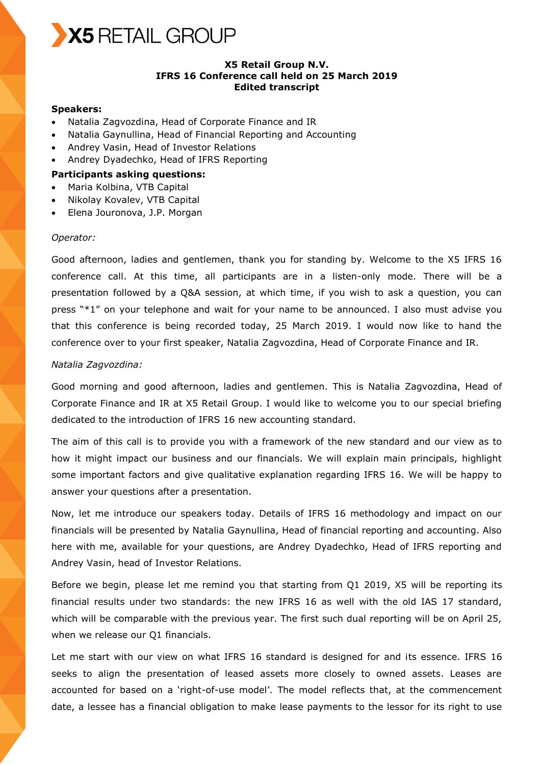X5 RETAIL GROUP

**X5 Retail Group N.V.**
**IFRS 16 Conference call held on 25 March 2019**
**Edited transcript**

**Speakers:**

- Natalia Zagvozdina, Head of Corporate Finance and IR
- Natalia Gaynullina, Head of Financial Reporting and Accounting
- Andrey Vasin, Head of Investor Relations
- Andrey Dyadechko, Head of IFRS Reporting

**Participants asking questions:**

- Maria Kolbina, VTB Capital
- Nikolay Kovalev, VTB Capital
- Elena Jouronova, J.P. Morgan

*Operator:*

Good afternoon, ladies and gentlemen, thank you for standing by. Welcome to the X5 IFRS 16 conference call. At this time, all participants are in a listen-only mode. There will be a presentation followed by a Q&A session, at which time, if you wish to ask a question, you can press "*1" on your telephone and wait for your name to be announced. I also must advise you that this conference is being recorded today, 25 March 2019. I would now like to hand the conference over to your first speaker, Natalia Zagvozdina, Head of Corporate Finance and IR.

*Natalia Zagvozdina:*

Good morning and good afternoon, ladies and gentlemen. This is Natalia Zagvozdina, Head of Corporate Finance and IR at X5 Retail Group. I would like to welcome you to our special briefing dedicated to the introduction of IFRS 16 new accounting standard.

The aim of this call is to provide you with a framework of the new standard and our view as to how it might impact our business and our financials. We will explain main principals, highlight some important factors and give qualitative explanation regarding IFRS 16. We will be happy to answer your questions after a presentation.

Now, let me introduce our speakers today. Details of IFRS 16 methodology and impact on our financials will be presented by Natalia Gaynullina, Head of financial reporting and accounting. Also here with me, available for your questions, are Andrey Dyadechko, Head of IFRS reporting and Andrey Vasin, head of Investor Relations.

Before we begin, please let me remind you that starting from Q1 2019, X5 will be reporting its financial results under two standards: the new IFRS 16 as well with the old IAS 17 standard, which will be comparable with the previous year. The first such dual reporting will be on April 25, when we release our Q1 financials.

Let me start with our view on what IFRS 16 standard is designed for and its essence. IFRS 16 seeks to align the presentation of leased assets more closely to owned assets. Leases are accounted for based on a 'right-of-use model'. The model reflects that, at the commencement date, a lessee has a financial obligation to make lease payments to the lessor for its right to use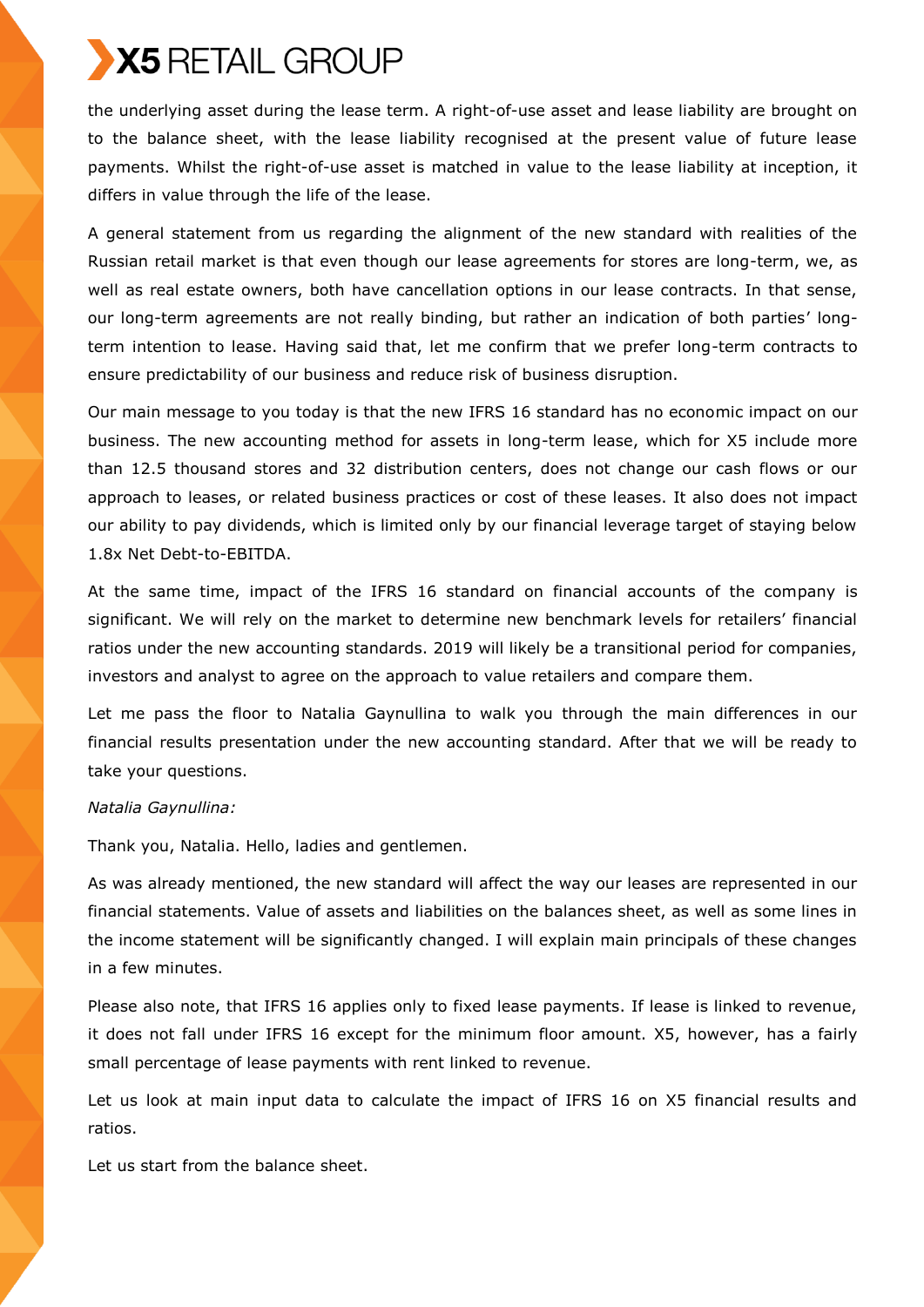the underlying asset during the lease term. A right-of-use asset and lease liability are brought on to the balance sheet, with the lease liability recognised at the present value of future lease payments. Whilst the right-of-use asset is matched in value to the lease liability at inception, it differs in value through the life of the lease.

A general statement from us regarding the alignment of the new standard with realities of the Russian retail market is that even though our lease agreements for stores are long-term, we, as well as real estate owners, both have cancellation options in our lease contracts. In that sense, our long-term agreements are not really binding, but rather an indication of both parties' long-term intention to lease. Having said that, let me confirm that we prefer long-term contracts to ensure predictability of our business and reduce risk of business disruption.

Our main message to you today is that the new IFRS 16 standard has no economic impact on our business. The new accounting method for assets in long-term lease, which for X5 include more than 12.5 thousand stores and 32 distribution centers, does not change our cash flows or our approach to leases, or related business practices or cost of these leases. It also does not impact our ability to pay dividends, which is limited only by our financial leverage target of staying below 1.8x Net Debt-to-EBITDA.

At the same time, impact of the IFRS 16 standard on financial accounts of the company is significant. We will rely on the market to determine new benchmark levels for retailers' financial ratios under the new accounting standards. 2019 will likely be a transitional period for companies, investors and analyst to agree on the approach to value retailers and compare them.

Let me pass the floor to Natalia Gaynullina to walk you through the main differences in our financial results presentation under the new accounting standard. After that we will be ready to take your questions.

*Natalia Gaynullina:*

Thank you, Natalia. Hello, ladies and gentlemen.

As was already mentioned, the new standard will affect the way our leases are represented in our financial statements. Value of assets and liabilities on the balances sheet, as well as some lines in the income statement will be significantly changed. I will explain main principals of these changes in a few minutes.

Please also note, that IFRS 16 applies only to fixed lease payments. If lease is linked to revenue, it does not fall under IFRS 16 except for the minimum floor amount. X5, however, has a fairly small percentage of lease payments with rent linked to revenue.

Let us look at main input data to calculate the impact of IFRS 16 on X5 financial results and ratios.

Let us start from the balance sheet.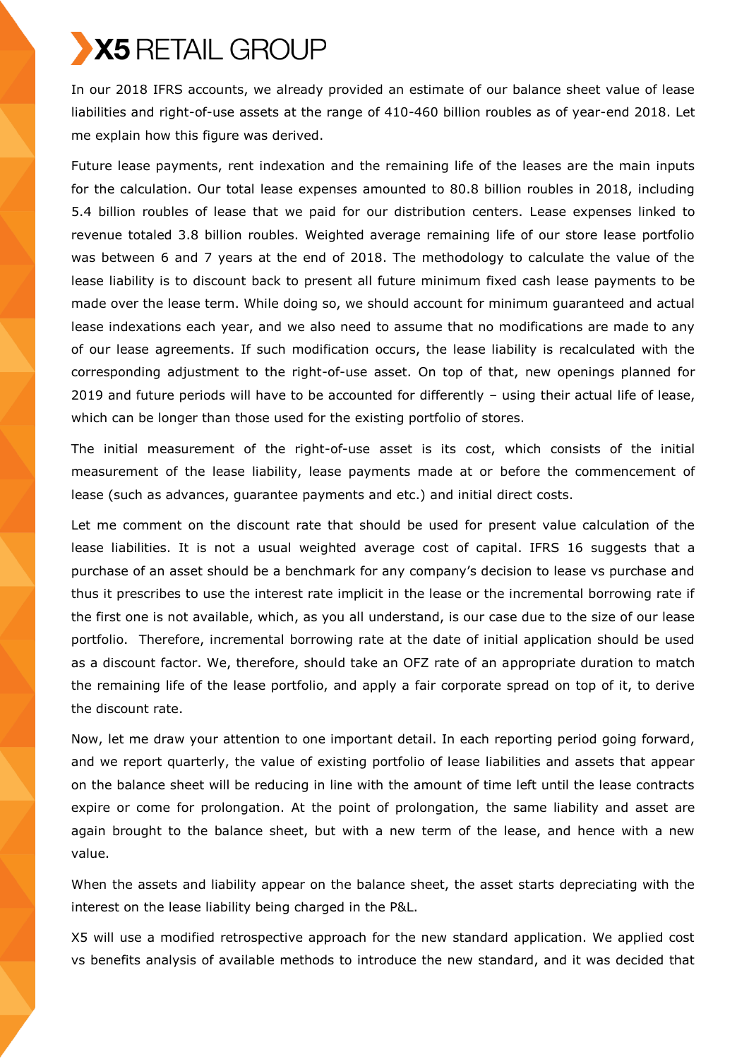In our 2018 IFRS accounts, we already provided an estimate of our balance sheet value of lease liabilities and right-of-use assets at the range of 410-460 billion roubles as of year-end 2018. Let me explain how this figure was derived.

Future lease payments, rent indexation and the remaining life of the leases are the main inputs for the calculation. Our total lease expenses amounted to 80.8 billion roubles in 2018, including 5.4 billion roubles of lease that we paid for our distribution centers. Lease expenses linked to revenue totaled 3.8 billion roubles. Weighted average remaining life of our store lease portfolio was between 6 and 7 years at the end of 2018. The methodology to calculate the value of the lease liability is to discount back to present all future minimum fixed cash lease payments to be made over the lease term. While doing so, we should account for minimum guaranteed and actual lease indexations each year, and we also need to assume that no modifications are made to any of our lease agreements. If such modification occurs, the lease liability is recalculated with the corresponding adjustment to the right-of-use asset. On top of that, new openings planned for 2019 and future periods will have to be accounted for differently – using their actual life of lease, which can be longer than those used for the existing portfolio of stores.

The initial measurement of the right-of-use asset is its cost, which consists of the initial measurement of the lease liability, lease payments made at or before the commencement of lease (such as advances, guarantee payments and etc.) and initial direct costs.

Let me comment on the discount rate that should be used for present value calculation of the lease liabilities. It is not a usual weighted average cost of capital. IFRS 16 suggests that a purchase of an asset should be a benchmark for any company's decision to lease vs purchase and thus it prescribes to use the interest rate implicit in the lease or the incremental borrowing rate if the first one is not available, which, as you all understand, is our case due to the size of our lease portfolio. Therefore, incremental borrowing rate at the date of initial application should be used as a discount factor. We, therefore, should take an OFZ rate of an appropriate duration to match the remaining life of the lease portfolio, and apply a fair corporate spread on top of it, to derive the discount rate.

Now, let me draw your attention to one important detail. In each reporting period going forward, and we report quarterly, the value of existing portfolio of lease liabilities and assets that appear on the balance sheet will be reducing in line with the amount of time left until the lease contracts expire or come for prolongation. At the point of prolongation, the same liability and asset are again brought to the balance sheet, but with a new term of the lease, and hence with a new value.

When the assets and liability appear on the balance sheet, the asset starts depreciating with the interest on the lease liability being charged in the P&L.

X5 will use a modified retrospective approach for the new standard application. We applied cost vs benefits analysis of available methods to introduce the new standard, and it was decided that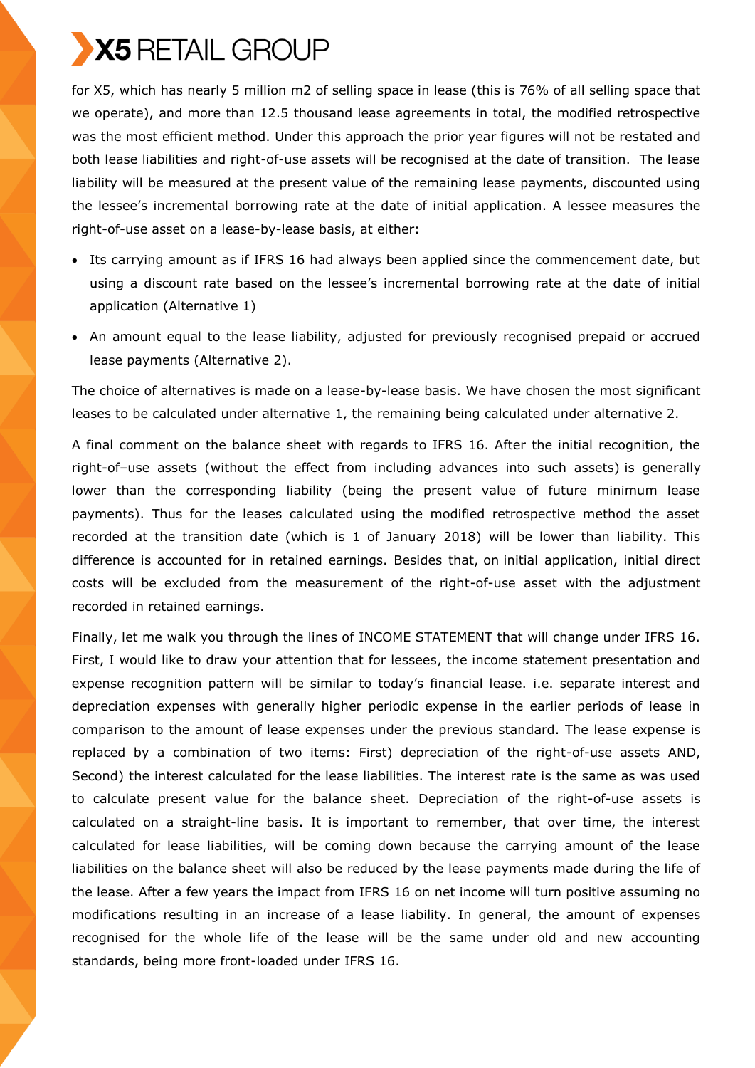for X5, which has nearly 5 million m2 of selling space in lease (this is 76% of all selling space that we operate), and more than 12.5 thousand lease agreements in total, the modified retrospective was the most efficient method. Under this approach the prior year figures will not be restated and both lease liabilities and right-of-use assets will be recognised at the date of transition. The lease liability will be measured at the present value of the remaining lease payments, discounted using the lessee's incremental borrowing rate at the date of initial application. A lessee measures the right-of-use asset on a lease-by-lease basis, at either:

- Its carrying amount as if IFRS 16 had always been applied since the commencement date, but using a discount rate based on the lessee's incremental borrowing rate at the date of initial application (Alternative 1)
- An amount equal to the lease liability, adjusted for previously recognised prepaid or accrued lease payments (Alternative 2).

The choice of alternatives is made on a lease-by-lease basis. We have chosen the most significant leases to be calculated under alternative 1, the remaining being calculated under alternative 2.

A final comment on the balance sheet with regards to IFRS 16. After the initial recognition, the right-of–use assets (without the effect from including advances into such assets) is generally lower than the corresponding liability (being the present value of future minimum lease payments). Thus for the leases calculated using the modified retrospective method the asset recorded at the transition date (which is 1 of January 2018) will be lower than liability. This difference is accounted for in retained earnings. Besides that, on initial application, initial direct costs will be excluded from the measurement of the right-of-use asset with the adjustment recorded in retained earnings.

Finally, let me walk you through the lines of INCOME STATEMENT that will change under IFRS 16. First, I would like to draw your attention that for lessees, the income statement presentation and expense recognition pattern will be similar to today's financial lease. i.e. separate interest and depreciation expenses with generally higher periodic expense in the earlier periods of lease in comparison to the amount of lease expenses under the previous standard. The lease expense is replaced by a combination of two items: First) depreciation of the right-of-use assets AND, Second) the interest calculated for the lease liabilities. The interest rate is the same as was used to calculate present value for the balance sheet. Depreciation of the right-of-use assets is calculated on a straight-line basis. It is important to remember, that over time, the interest calculated for lease liabilities, will be coming down because the carrying amount of the lease liabilities on the balance sheet will also be reduced by the lease payments made during the life of the lease. After a few years the impact from IFRS 16 on net income will turn positive assuming no modifications resulting in an increase of a lease liability. In general, the amount of expenses recognised for the whole life of the lease will be the same under old and new accounting standards, being more front-loaded under IFRS 16.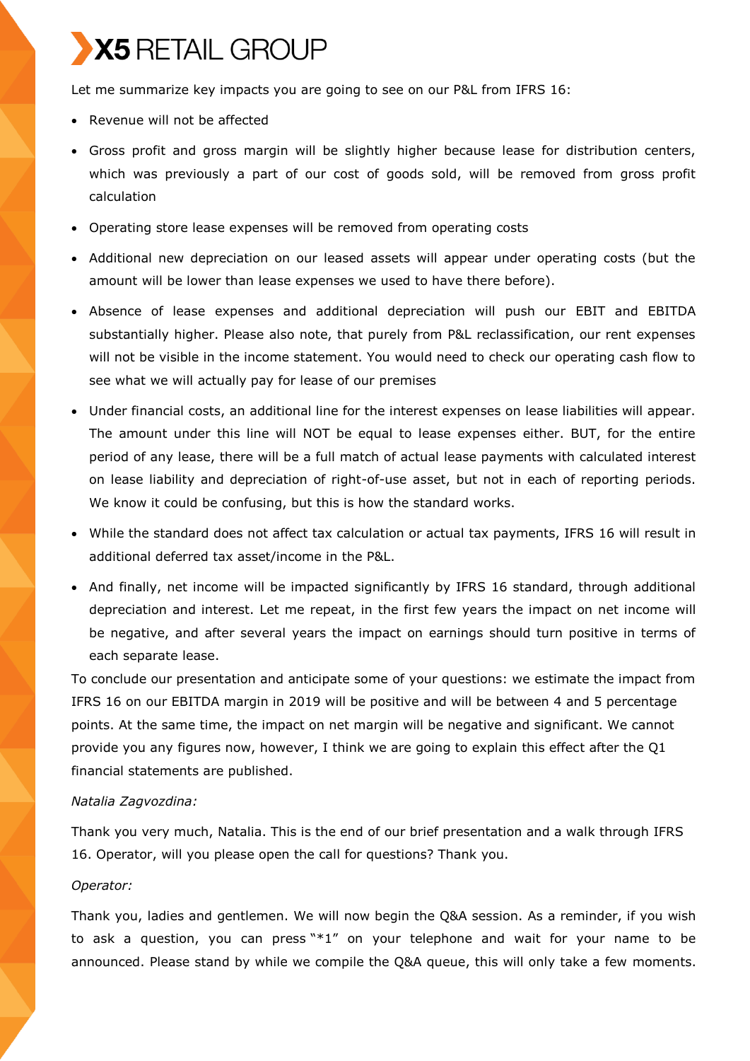Let me summarize key impacts you are going to see on our P&L from IFRS 16:

- Revenue will not be affected
- Gross profit and gross margin will be slightly higher because lease for distribution centers, which was previously a part of our cost of goods sold, will be removed from gross profit calculation
- Operating store lease expenses will be removed from operating costs
- Additional new depreciation on our leased assets will appear under operating costs (but the amount will be lower than lease expenses we used to have there before).
- Absence of lease expenses and additional depreciation will push our EBIT and EBITDA substantially higher. Please also note, that purely from P&L reclassification, our rent expenses will not be visible in the income statement. You would need to check our operating cash flow to see what we will actually pay for lease of our premises
- Under financial costs, an additional line for the interest expenses on lease liabilities will appear. The amount under this line will NOT be equal to lease expenses either. BUT, for the entire period of any lease, there will be a full match of actual lease payments with calculated interest on lease liability and depreciation of right-of-use asset, but not in each of reporting periods. We know it could be confusing, but this is how the standard works.
- While the standard does not affect tax calculation or actual tax payments, IFRS 16 will result in additional deferred tax asset/income in the P&L.
- And finally, net income will be impacted significantly by IFRS 16 standard, through additional depreciation and interest. Let me repeat, in the first few years the impact on net income will be negative, and after several years the impact on earnings should turn positive in terms of each separate lease.

To conclude our presentation and anticipate some of your questions: we estimate the impact from IFRS 16 on our EBITDA margin in 2019 will be positive and will be between 4 and 5 percentage points. At the same time, the impact on net margin will be negative and significant. We cannot provide you any figures now, however, I think we are going to explain this effect after the Q1 financial statements are published.

*Natalia Zagvozdina:*

Thank you very much, Natalia. This is the end of our brief presentation and a walk through IFRS 16. Operator, will you please open the call for questions? Thank you.

*Operator:*

Thank you, ladies and gentlemen. We will now begin the Q&A session. As a reminder, if you wish to ask a question, you can press "*1" on your telephone and wait for your name to be announced. Please stand by while we compile the Q&A queue, this will only take a few moments.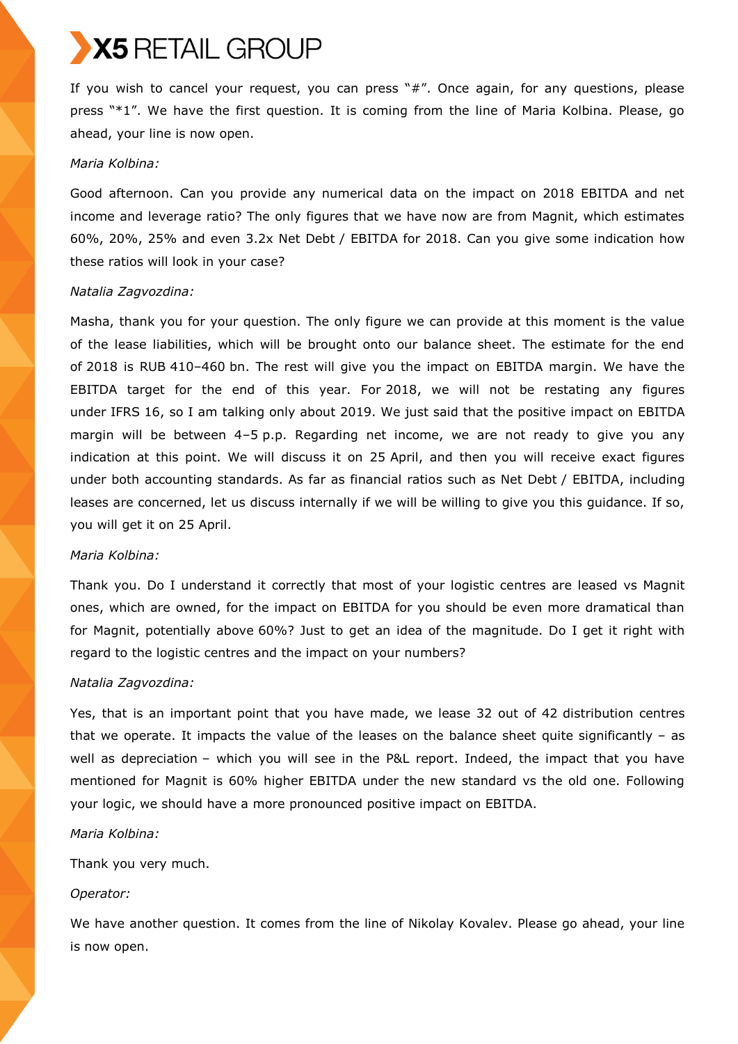If you wish to cancel your request, you can press "#". Once again, for any questions, please press "*1". We have the first question. It is coming from the line of Maria Kolbina. Please, go ahead, your line is now open.

*Maria Kolbina:*

Good afternoon. Can you provide any numerical data on the impact on 2018 EBITDA and net income and leverage ratio? The only figures that we have now are from Magnit, which estimates 60%, 20%, 25% and even 3.2x Net Debt / EBITDA for 2018. Can you give some indication how these ratios will look in your case?

*Natalia Zagvozdina:*

Masha, thank you for your question. The only figure we can provide at this moment is the value of the lease liabilities, which will be brought onto our balance sheet. The estimate for the end of 2018 is RUB 410–460 bn. The rest will give you the impact on EBITDA margin. We have the EBITDA target for the end of this year. For 2018, we will not be restating any figures under IFRS 16, so I am talking only about 2019. We just said that the positive impact on EBITDA margin will be between 4–5 p.p. Regarding net income, we are not ready to give you any indication at this point. We will discuss it on 25 April, and then you will receive exact figures under both accounting standards. As far as financial ratios such as Net Debt / EBITDA, including leases are concerned, let us discuss internally if we will be willing to give you this guidance. If so, you will get it on 25 April.

*Maria Kolbina:*

Thank you. Do I understand it correctly that most of your logistic centres are leased vs Magnit ones, which are owned, for the impact on EBITDA for you should be even more dramatical than for Magnit, potentially above 60%? Just to get an idea of the magnitude. Do I get it right with regard to the logistic centres and the impact on your numbers?

*Natalia Zagvozdina:*

Yes, that is an important point that you have made, we lease 32 out of 42 distribution centres that we operate. It impacts the value of the leases on the balance sheet quite significantly – as well as depreciation – which you will see in the P&L report. Indeed, the impact that you have mentioned for Magnit is 60% higher EBITDA under the new standard vs the old one. Following your logic, we should have a more pronounced positive impact on EBITDA.

*Maria Kolbina:*

Thank you very much.

*Operator:*

We have another question. It comes from the line of Nikolay Kovalev. Please go ahead, your line is now open.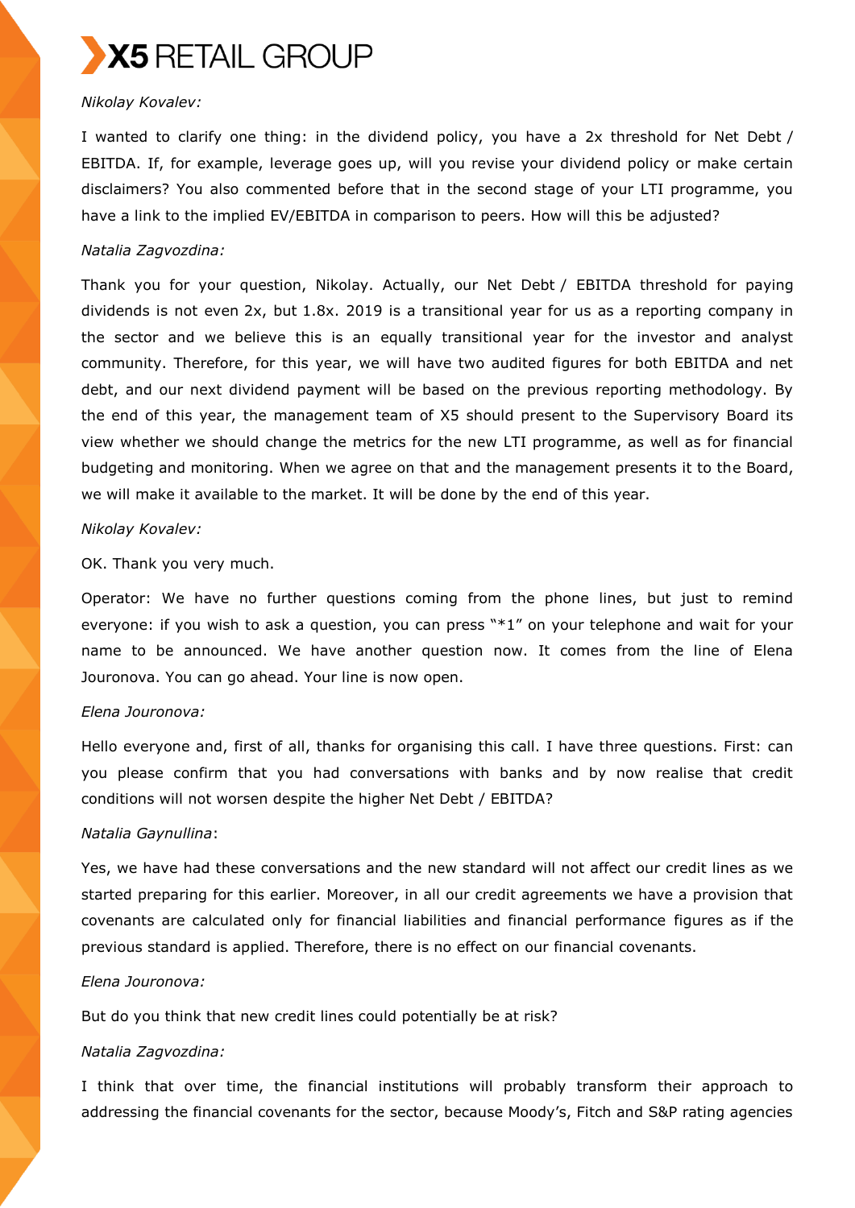*Nikolay Kovalev:*

I wanted to clarify one thing: in the dividend policy, you have a 2x threshold for Net Debt / EBITDA. If, for example, leverage goes up, will you revise your dividend policy or make certain disclaimers? You also commented before that in the second stage of your LTI programme, you have a link to the implied EV/EBITDA in comparison to peers. How will this be adjusted?

*Natalia Zagvozdina:*

Thank you for your question, Nikolay. Actually, our Net Debt / EBITDA threshold for paying dividends is not even 2x, but 1.8x. 2019 is a transitional year for us as a reporting company in the sector and we believe this is an equally transitional year for the investor and analyst community. Therefore, for this year, we will have two audited figures for both EBITDA and net debt, and our next dividend payment will be based on the previous reporting methodology. By the end of this year, the management team of X5 should present to the Supervisory Board its view whether we should change the metrics for the new LTI programme, as well as for financial budgeting and monitoring. When we agree on that and the management presents it to the Board, we will make it available to the market. It will be done by the end of this year.

*Nikolay Kovalev:*

OK. Thank you very much.

Operator: We have no further questions coming from the phone lines, but just to remind everyone: if you wish to ask a question, you can press "*1" on your telephone and wait for your name to be announced. We have another question now. It comes from the line of Elena Jouronova. You can go ahead. Your line is now open.

*Elena Jouronova:*

Hello everyone and, first of all, thanks for organising this call. I have three questions. First: can you please confirm that you had conversations with banks and by now realise that credit conditions will not worsen despite the higher Net Debt / EBITDA?

*Natalia Gaynullina*:

Yes, we have had these conversations and the new standard will not affect our credit lines as we started preparing for this earlier. Moreover, in all our credit agreements we have a provision that covenants are calculated only for financial liabilities and financial performance figures as if the previous standard is applied. Therefore, there is no effect on our financial covenants.

*Elena Jouronova:*

But do you think that new credit lines could potentially be at risk?

*Natalia Zagvozdina:*

I think that over time, the financial institutions will probably transform their approach to addressing the financial covenants for the sector, because Moody's, Fitch and S&P rating agencies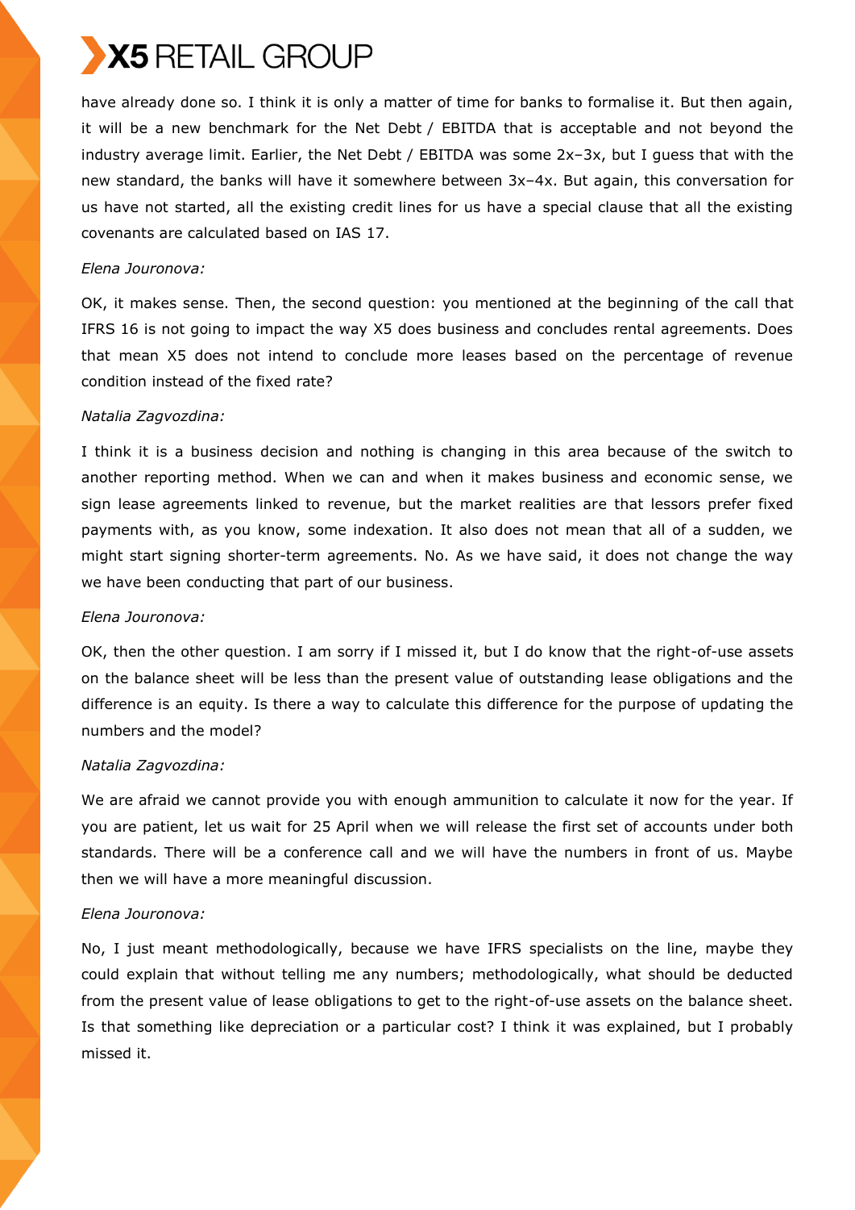have already done so. I think it is only a matter of time for banks to formalise it. But then again, it will be a new benchmark for the Net Debt / EBITDA that is acceptable and not beyond the industry average limit. Earlier, the Net Debt / EBITDA was some 2x–3x, but I guess that with the new standard, the banks will have it somewhere between 3x–4x. But again, this conversation for us have not started, all the existing credit lines for us have a special clause that all the existing covenants are calculated based on IAS 17.

*Elena Jouronova:*

OK, it makes sense. Then, the second question: you mentioned at the beginning of the call that IFRS 16 is not going to impact the way X5 does business and concludes rental agreements. Does that mean X5 does not intend to conclude more leases based on the percentage of revenue condition instead of the fixed rate?

*Natalia Zagvozdina:*

I think it is a business decision and nothing is changing in this area because of the switch to another reporting method. When we can and when it makes business and economic sense, we sign lease agreements linked to revenue, but the market realities are that lessors prefer fixed payments with, as you know, some indexation. It also does not mean that all of a sudden, we might start signing shorter-term agreements. No. As we have said, it does not change the way we have been conducting that part of our business.

*Elena Jouronova:*

OK, then the other question. I am sorry if I missed it, but I do know that the right-of-use assets on the balance sheet will be less than the present value of outstanding lease obligations and the difference is an equity. Is there a way to calculate this difference for the purpose of updating the numbers and the model?

*Natalia Zagvozdina:*

We are afraid we cannot provide you with enough ammunition to calculate it now for the year. If you are patient, let us wait for 25 April when we will release the first set of accounts under both standards. There will be a conference call and we will have the numbers in front of us. Maybe then we will have a more meaningful discussion.

*Elena Jouronova:*

No, I just meant methodologically, because we have IFRS specialists on the line, maybe they could explain that without telling me any numbers; methodologically, what should be deducted from the present value of lease obligations to get to the right-of-use assets on the balance sheet. Is that something like depreciation or a particular cost? I think it was explained, but I probably missed it.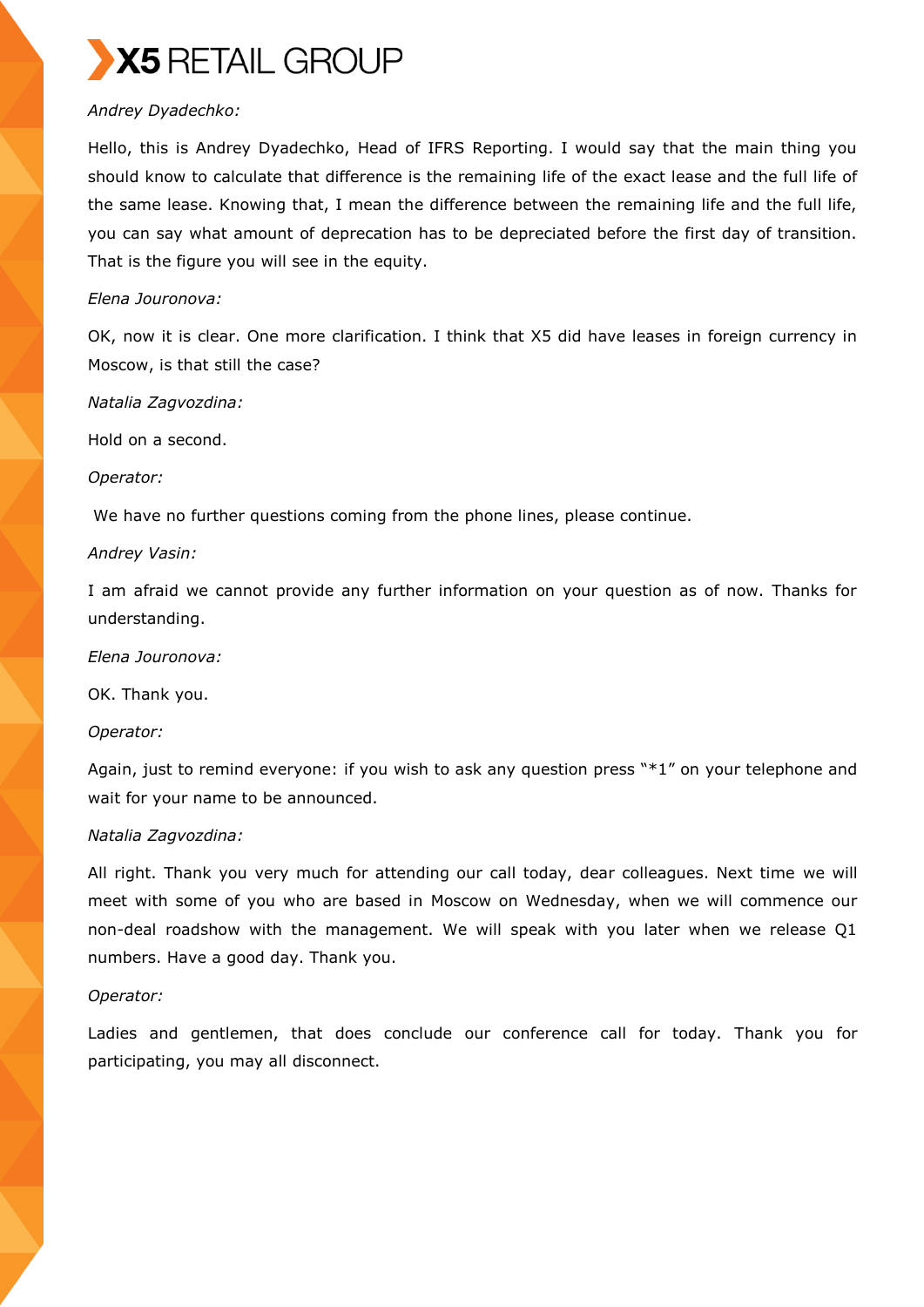*Andrey Dyadechko:*

Hello, this is Andrey Dyadechko, Head of IFRS Reporting. I would say that the main thing you should know to calculate that difference is the remaining life of the exact lease and the full life of the same lease. Knowing that, I mean the difference between the remaining life and the full life, you can say what amount of deprecation has to be depreciated before the first day of transition. That is the figure you will see in the equity.

*Elena Jouronova:*

OK, now it is clear. One more clarification. I think that X5 did have leases in foreign currency in Moscow, is that still the case?

*Natalia Zagvozdina:*

Hold on a second.

*Operator:*

We have no further questions coming from the phone lines, please continue.

*Andrey Vasin:*

I am afraid we cannot provide any further information on your question as of now. Thanks for understanding.

*Elena Jouronova:*

OK. Thank you.

*Operator:*

Again, just to remind everyone: if you wish to ask any question press "*1" on your telephone and wait for your name to be announced.

*Natalia Zagvozdina:*

All right. Thank you very much for attending our call today, dear colleagues. Next time we will meet with some of you who are based in Moscow on Wednesday, when we will commence our non-deal roadshow with the management. We will speak with you later when we release Q1 numbers. Have a good day. Thank you.

*Operator:*

Ladies and gentlemen, that does conclude our conference call for today. Thank you for participating, you may all disconnect.